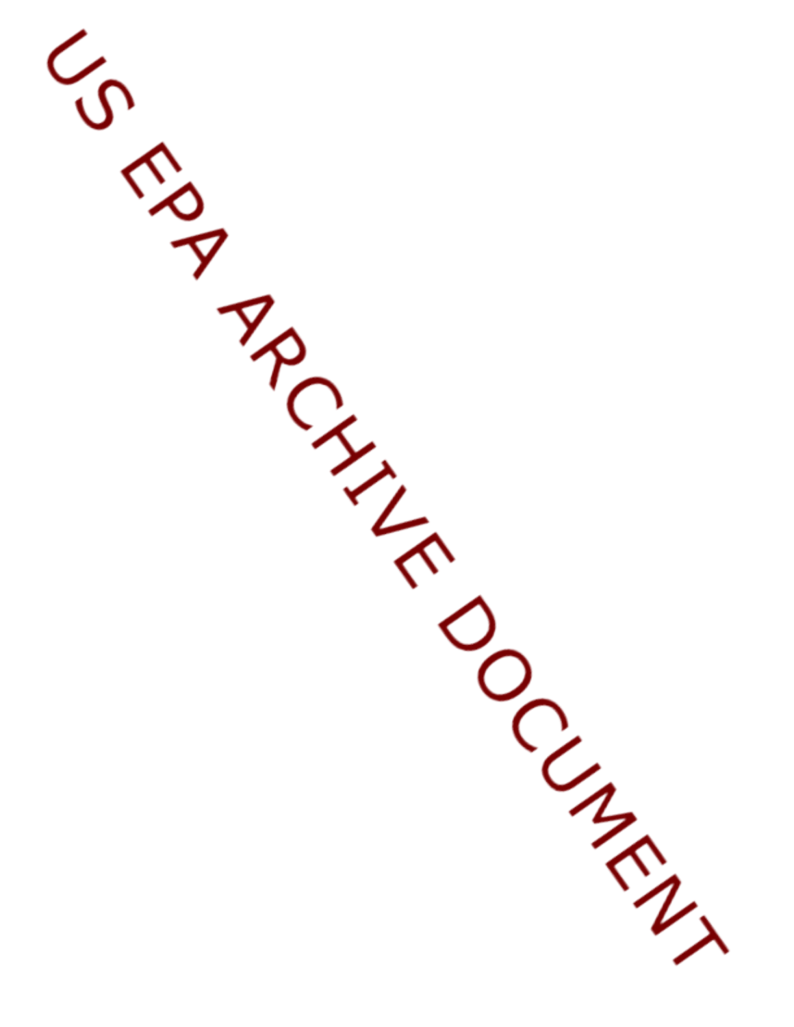US EPA ARCHIVE DOCUMENT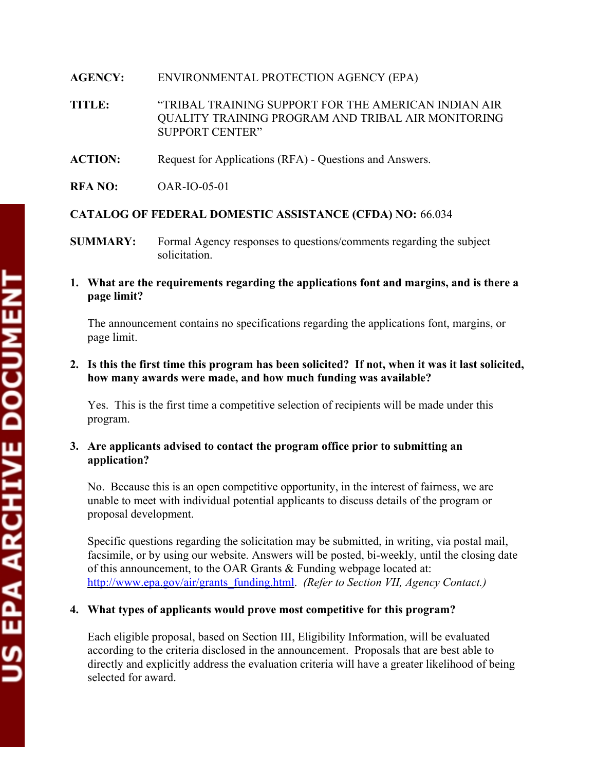**AGENCY:** ENVIRONMENTAL PROTECTION AGENCY (EPA)

**TITLE:** "TRIBAL TRAINING SUPPORT FOR THE AMERICAN INDIAN AIR QUALITY TRAINING PROGRAM AND TRIBAL AIR MONITORING SUPPORT CENTER"

**ACTION:** Request for Applications (RFA) - Questions and Answers.

**RFA NO:** OAR-IO-05-01

**CATALOG OF FEDERAL DOMESTIC ASSISTANCE (CFDA) NO:** 66.034

**SUMMARY:** Formal Agency responses to questions/comments regarding the subject solicitation.

1. **What are the requirements regarding the applications font and margins, and is there a page limit?**

   The announcement contains no specifications regarding the applications font, margins, or page limit.

2. **Is this the first time this program has been solicited? If not, when it was it last solicited, how many awards were made, and how much funding was available?**

   Yes. This is the first time a competitive selection of recipients will be made under this program.

3. **Are applicants advised to contact the program office prior to submitting an application?**

   No. Because this is an open competitive opportunity, in the interest of fairness, we are unable to meet with individual potential applicants to discuss details of the program or proposal development.

   Specific questions regarding the solicitation may be submitted, in writing, via postal mail, facsimile, or by using our website. Answers will be posted, bi-weekly, until the closing date of this announcement, to the OAR Grants & Funding webpage located at: http://www.epa.gov/air/grants_funding.html. *(Refer to Section VII, Agency Contact.)*

4. **What types of applicants would prove most competitive for this program?**

   Each eligible proposal, based on Section III, Eligibility Information, will be evaluated according to the criteria disclosed in the announcement. Proposals that are best able to directly and explicitly address the evaluation criteria will have a greater likelihood of being selected for award.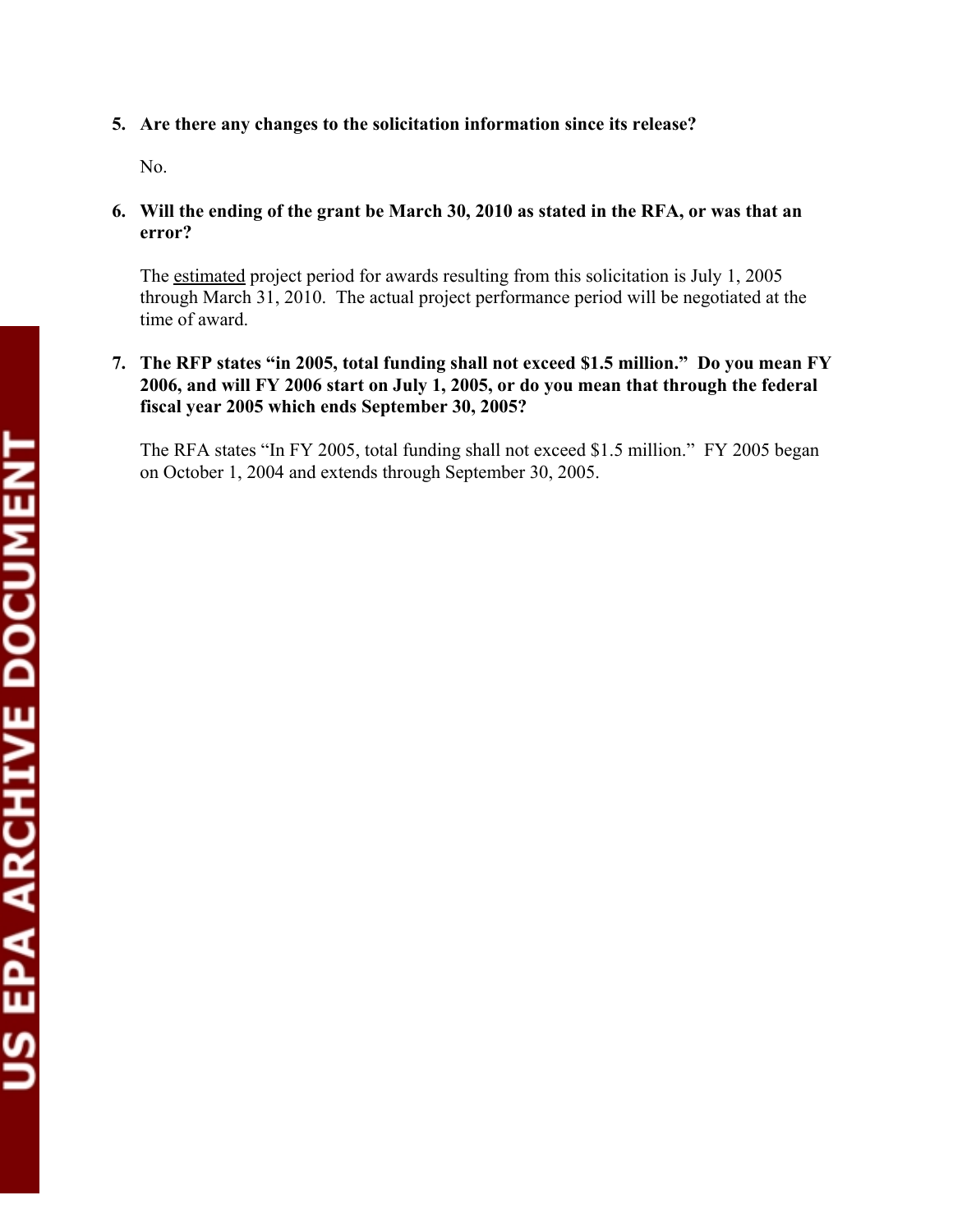5. **Are there any changes to the solicitation information since its release?**

   No.

6. **Will the ending of the grant be March 30, 2010 as stated in the RFA, or was that an error?**

   The <u>estimated</u> project period for awards resulting from this solicitation is July 1, 2005 through March 31, 2010. The actual project performance period will be negotiated at the time of award.

7. **The RFP states "in 2005, total funding shall not exceed $1.5 million." Do you mean FY 2006, and will FY 2006 start on July 1, 2005, or do you mean that through the federal fiscal year 2005 which ends September 30, 2005?**

   The RFA states "In FY 2005, total funding shall not exceed $1.5 million." FY 2005 began on October 1, 2004 and extends through September 30, 2005.